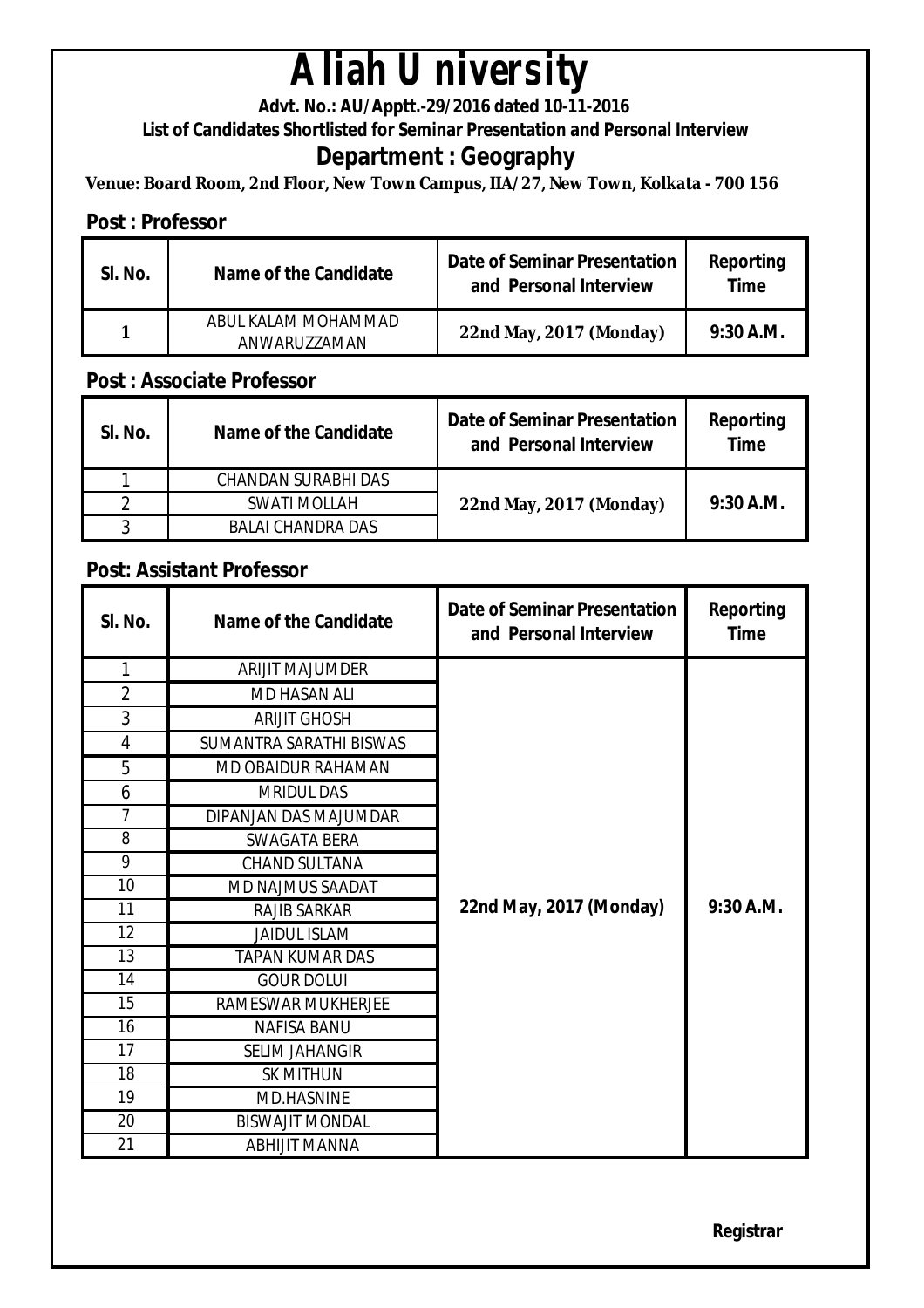# Aliah University

**Advt. No.: AU/Apptt.-29/2016 dated 10-11-2016**

**List of Candidates Shortlisted for Seminar Presentation and Personal Interview**

## Department : Geography

**Venue: Board Room, 2nd Floor, New Town Campus, IIA/27, New Town, Kolkata - 700 156**

### Post : Professor

| Sl. No. | Name of the Candidate | Date of Seminar Presentation and Personal Interview | Reporting Time |
|---|---|---|---|
| 1 | ABUL KALAM MOHAMMAD ANWARUZZAMAN | 22nd May, 2017 (Monday) | 9:30 A.M. |

### Post : Associate Professor

| Sl. No. | Name of the Candidate | Date of Seminar Presentation and Personal Interview | Reporting Time |
|---|---|---|---|
| 1 | CHANDAN SURABHI DAS | 22nd May, 2017 (Monday) | 9:30 A.M. |
| 2 | SWATI MOLLAH | | |
| 3 | BALAI CHANDRA DAS | | |

### Post: Assistant Professor

| Sl. No. | Name of the Candidate | Date of Seminar Presentation and Personal Interview | Reporting Time |
|---|---|---|---|
| 1 | ARIJIT MAJUMDER | 22nd May, 2017 (Monday) | 9:30 A.M. |
| 2 | MD HASAN ALI | | |
| 3 | ARIJIT GHOSH | | |
| 4 | SUMANTRA SARATHI BISWAS | | |
| 5 | MD OBAIDUR RAHAMAN | | |
| 6 | MRIDUL DAS | | |
| 7 | DIPANJAN DAS MAJUMDAR | | |
| 8 | SWAGATA BERA | | |
| 9 | CHAND SULTANA | | |
| 10 | MD NAJMUS SAADAT | | |
| 11 | RAJIB SARKAR | | |
| 12 | JAIDUL ISLAM | | |
| 13 | TAPAN KUMAR DAS | | |
| 14 | GOUR DOLUI | | |
| 15 | RAMESWAR MUKHERJEE | | |
| 16 | NAFISA BANU | | |
| 17 | SELIM JAHANGIR | | |
| 18 | SK MITHUN | | |
| 19 | MD.HASNINE | | |
| 20 | BISWAJIT MONDAL | | |
| 21 | ABHIJIT MANNA | | |

**Registrar**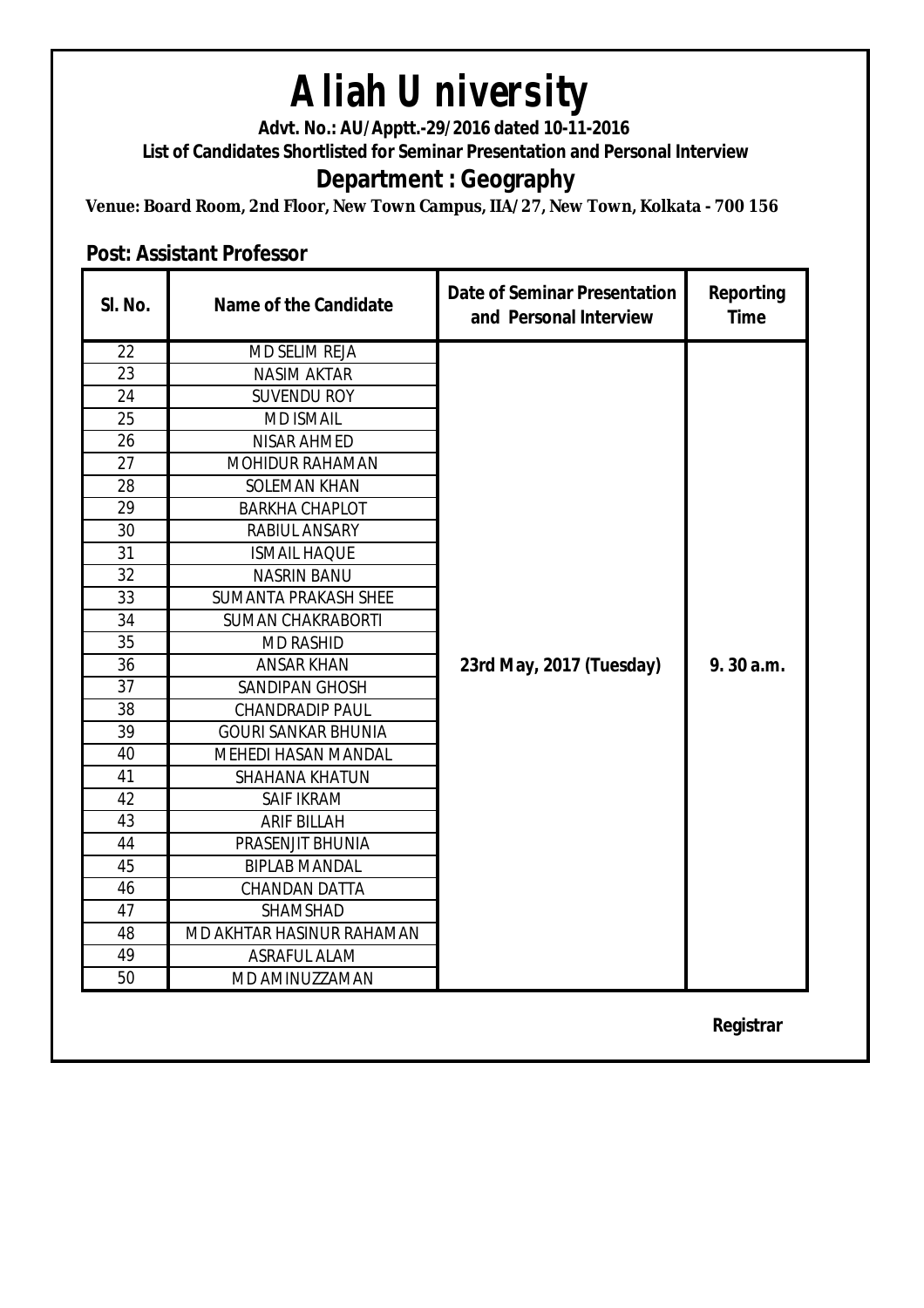# Aliah University

**Advt. No.: AU/Apptt.-29/2016 dated 10-11-2016**

**List of Candidates Shortlisted for Seminar Presentation and Personal Interview**

## Department : Geography

**Venue: Board Room, 2nd Floor, New Town Campus, IIA/27, New Town, Kolkata - 700 156**

**Post: Assistant Professor**

| Sl. No. | Name of the Candidate | Date of Seminar Presentation and Personal Interview | Reporting Time |
|---|---|---|---|
| 22 | MD SELIM REJA | 23rd May, 2017 (Tuesday) | 9. 30 a.m. |
| 23 | NASIM AKTAR | | |
| 24 | SUVENDU ROY | | |
| 25 | MD ISMAIL | | |
| 26 | NISAR AHMED | | |
| 27 | MOHIDUR RAHAMAN | | |
| 28 | SOLEMAN KHAN | | |
| 29 | BARKHA CHAPLOT | | |
| 30 | RABIUL ANSARY | | |
| 31 | ISMAIL HAQUE | | |
| 32 | NASRIN BANU | | |
| 33 | SUMANTA PRAKASH SHEE | | |
| 34 | SUMAN CHAKRABORTI | | |
| 35 | MD RASHID | | |
| 36 | ANSAR KHAN | | |
| 37 | SANDIPAN GHOSH | | |
| 38 | CHANDRADIP PAUL | | |
| 39 | GOURI SANKAR BHUNIA | | |
| 40 | MEHEDI HASAN MANDAL | | |
| 41 | SHAHANA KHATUN | | |
| 42 | SAIF IKRAM | | |
| 43 | ARIF BILLAH | | |
| 44 | PRASENJIT BHUNIA | | |
| 45 | BIPLAB MANDAL | | |
| 46 | CHANDAN DATTA | | |
| 47 | SHAMSHAD | | |
| 48 | MD AKHTAR HASINUR RAHAMAN | | |
| 49 | ASRAFUL ALAM | | |
| 50 | MD AMINUZZAMAN | | |

**Registrar**